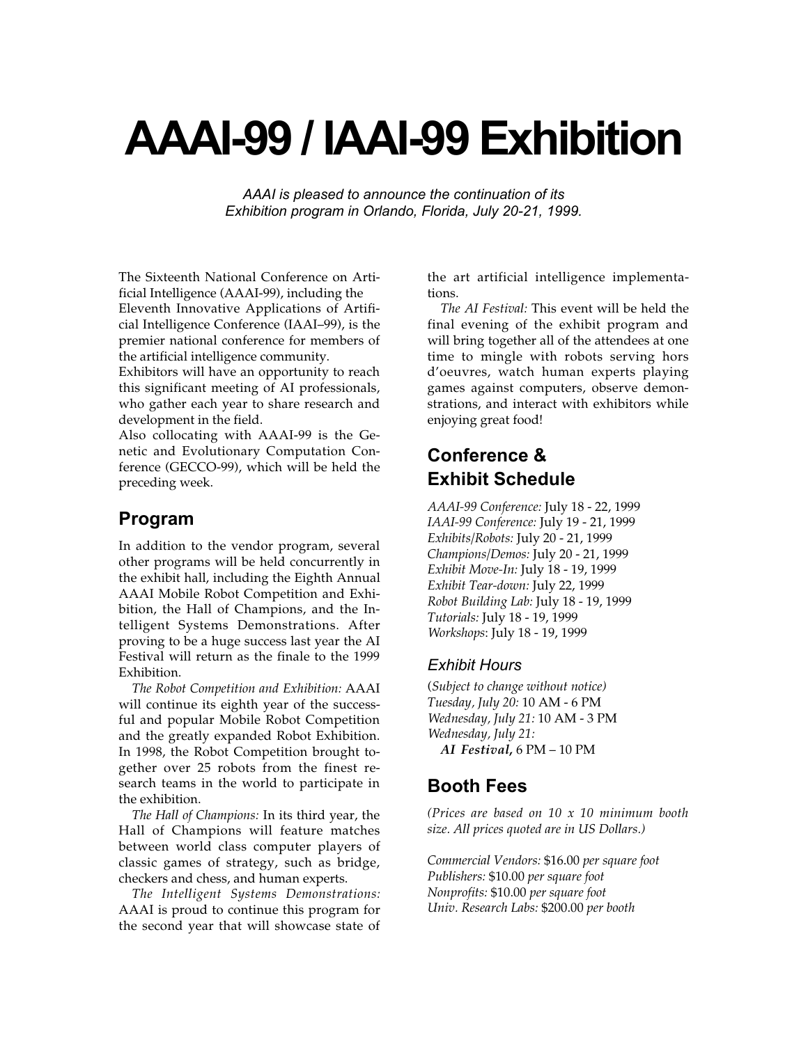# AAAI-99 / IAAI-99 Exhibition

*AAAI is pleased to announce the continuation of its Exhibition program in Orlando, Florida, July 20-21, 1999.*

The Sixteenth National Conference on Artificial Intelligence (AAAI-99), including the Eleventh Innovative Applications of Artificial Intelligence Conference (IAAI–99), is the premier national conference for members of the artificial intelligence community.

Exhibitors will have an opportunity to reach this significant meeting of AI professionals, who gather each year to share research and development in the field.

Also collocating with AAAI-99 is the Genetic and Evolutionary Computation Conference (GECCO-99), which will be held the preceding week.

## Program

In addition to the vendor program, several other programs will be held concurrently in the exhibit hall, including the Eighth Annual AAAI Mobile Robot Competition and Exhibition, the Hall of Champions, and the Intelligent Systems Demonstrations. After proving to be a huge success last year the AI Festival will return as the finale to the 1999 Exhibition.

*The Robot Competition and Exhibition:* AAAI will continue its eighth year of the successful and popular Mobile Robot Competition and the greatly expanded Robot Exhibition. In 1998, the Robot Competition brought together over 25 robots from the finest research teams in the world to participate in the exhibition.

*The Hall of Champions:* In its third year, the Hall of Champions will feature matches between world class computer players of classic games of strategy, such as bridge, checkers and chess, and human experts.

*The Intelligent Systems Demonstrations:* AAAI is proud to continue this program for the second year that will showcase state of the art artificial intelligence implementations.

*The AI Festival:* This event will be held the final evening of the exhibit program and will bring together all of the attendees at one time to mingle with robots serving hors d'oeuvres, watch human experts playing games against computers, observe demonstrations, and interact with exhibitors while enjoying great food!

## Conference & Exhibit Schedule

*AAAI-99 Conference:* July 18 - 22, 1999  
*IAAI-99 Conference:* July 19 - 21, 1999  
*Exhibits/Robots:* July 20 - 21, 1999  
*Champions/Demos:* July 20 - 21, 1999  
*Exhibit Move-In:* July 18 - 19, 1999  
*Exhibit Tear-down:* July 22, 1999  
*Robot Building Lab:* July 18 - 19, 1999  
*Tutorials:* July 18 - 19, 1999  
*Workshops*: July 18 - 19, 1999

### Exhibit Hours

(*Subject to change without notice)*  
*Tuesday, July 20:* 10 AM - 6 PM  
*Wednesday, July 21:* 10 AM - 3 PM  
*Wednesday, July 21:*  
***AI Festival*,** 6 PM – 10 PM

## Booth Fees

*(Prices are based on 10 x 10 minimum booth size. All prices quoted are in US Dollars.)*

*Commercial Vendors:* $16.00 *per square foot*  
*Publishers:* $10.00 *per square foot*  
*Nonprofits:* $10.00 *per square foot*  
*Univ. Research Labs:* $200.00 *per booth*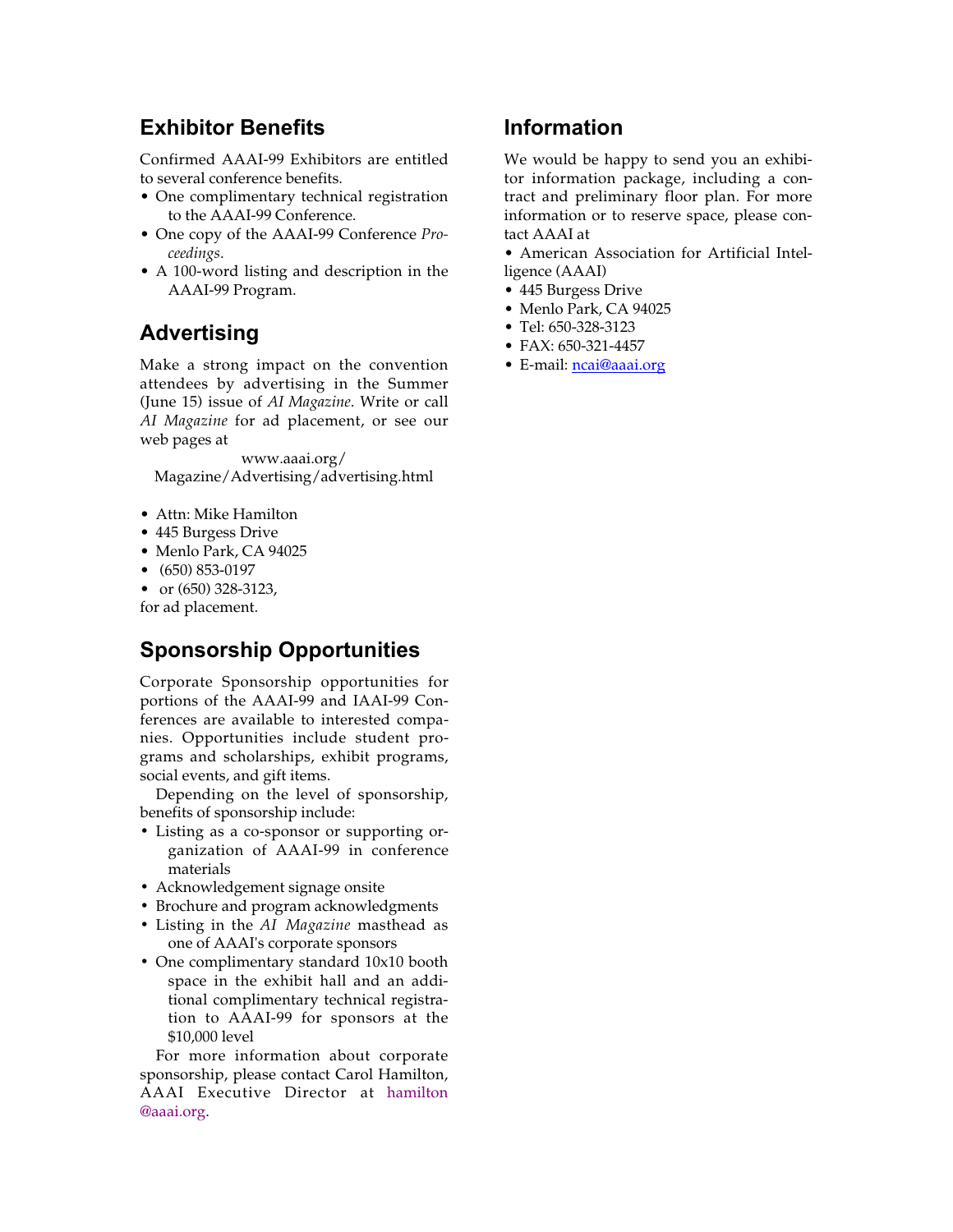## Exhibitor Benefits

Confirmed AAAI-99 Exhibitors are entitled to several conference benefits.

- One complimentary technical registration to the AAAI-99 Conference.
- One copy of the AAAI-99 Conference *Proceedings*.
- A 100-word listing and description in the AAAI-99 Program.

## Advertising

Make a strong impact on the convention attendees by advertising in the Summer (June 15) issue of *AI Magazine*. Write or call *AI Magazine* for ad placement, or see our web pages at

www.aaai.org/Magazine/Advertising/advertising.html

- Attn: Mike Hamilton
- 445 Burgess Drive
- Menlo Park, CA 94025
- (650) 853-0197
- or (650) 328-3123,

for ad placement.

## Sponsorship Opportunities

Corporate Sponsorship opportunities for portions of the AAAI-99 and IAAI-99 Conferences are available to interested companies. Opportunities include student programs and scholarships, exhibit programs, social events, and gift items.

Depending on the level of sponsorship, benefits of sponsorship include:

- Listing as a co-sponsor or supporting organization of AAAI-99 in conference materials
- Acknowledgement signage onsite
- Brochure and program acknowledgments
- Listing in the *AI Magazine* masthead as one of AAAI's corporate sponsors
- One complimentary standard 10x10 booth space in the exhibit hall and an additional complimentary technical registration to AAAI-99 for sponsors at the $10,000 level

For more information about corporate sponsorship, please contact Carol Hamilton, AAAI Executive Director at hamilton@aaai.org.

## Information

We would be happy to send you an exhibitor information package, including a contract and preliminary floor plan. For more information or to reserve space, please contact AAAI at

- American Association for Artificial Intelligence (AAAI)
- 445 Burgess Drive
- Menlo Park, CA 94025
- Tel: 650-328-3123
- FAX: 650-321-4457
- E-mail: ncai@aaai.org